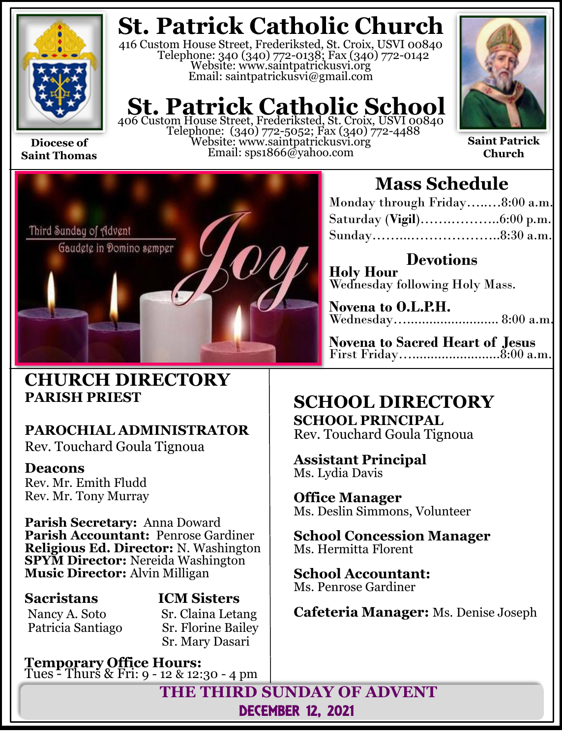# St. Patrick Catholic Church

416 Custom House Street, Frederiksted, St. Croix, USVI 00840
Telephone: 340 (340) 772-0138; Fax (340) 772-0142
Website: www.saintpatrickusvi.org
Email: saintpatrickusvi@gmail.com

# St. Patrick Catholic School

406 Custom House Street, Frederiksted, St. Croix, USVI 00840
Telephone: (340) 772-5052; Fax (340) 772-4488
Website: www.saintpatrickusvi.org
Email: sps1866@yahoo.com

**Diocese of Saint Thomas**

**Saint Patrick Church**

Third Sunday of Advent
Gaudete in Domino semper
Joy

## Mass Schedule

Monday through Friday……..8:00 a.m.
Saturday (**Vigil**)……………..6:00 p.m.
Sunday………..……………….8:30 a.m.

### Devotions

**Holy Hour**
Wednesday following Holy Mass.

**Novena to O.L.P.H.**
Wednesday……...................... 8:00 a.m.

**Novena to Sacred Heart of Jesus**
First Friday….......................8:00 a.m.

## CHURCH DIRECTORY

**PARISH PRIEST**

**PAROCHIAL ADMINISTRATOR**
Rev. Touchard Goula Tignoua

**Deacons**
Rev. Mr. Emith Fludd
Rev. Mr. Tony Murray

**Parish Secretary:** Anna Doward
**Parish Accountant:** Penrose Gardiner
**Religious Ed. Director:** N. Washington
**SPYM Director:** Nereida Washington
**Music Director:** Alvin Milligan

**Sacristans**
Nancy A. Soto
Patricia Santiago

**ICM Sisters**
Sr. Claina Letang
Sr. Florine Bailey
Sr. Mary Dasari

**Temporary Office Hours:**
Tues - Thurs & Fri: 9 - 12 & 12:30 - 4 pm

## SCHOOL DIRECTORY

**SCHOOL PRINCIPAL**
Rev. Touchard Goula Tignoua

**Assistant Principal**
Ms. Lydia Davis

**Office Manager**
Ms. Deslin Simmons, Volunteer

**School Concession Manager**
Ms. Hermitta Florent

**School Accountant:**
Ms. Penrose Gardiner

**Cafeteria Manager:** Ms. Denise Joseph

**THE THIRD SUNDAY OF ADVENT**
**DECEMBER 12, 2021**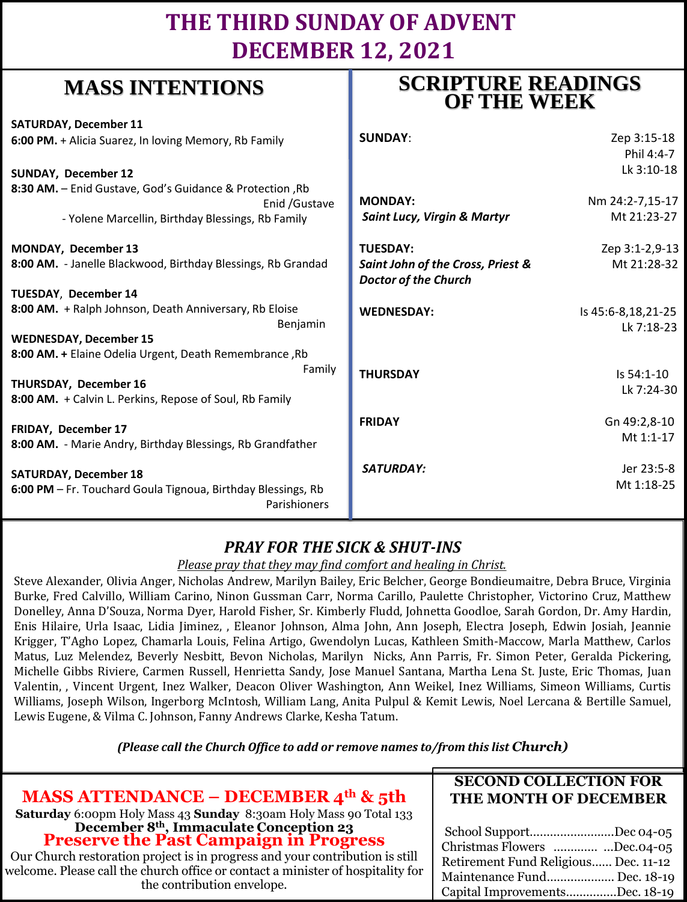# THE THIRD SUNDAY OF ADVENT
# DECEMBER 12, 2021

## MASS INTENTIONS

**SATURDAY, December 11**
**6:00 PM.** + Alicia Suarez, In loving Memory, Rb Family

**SUNDAY, December 12**
**8:30 AM.** – Enid Gustave, God's Guidance & Protection ,Rb Enid /Gustave
- Yolene Marcellin, Birthday Blessings, Rb Family

**MONDAY, December 13**
**8:00 AM.** - Janelle Blackwood, Birthday Blessings, Rb Grandad

**TUESDAY**, **December 14**
**8:00 AM.** + Ralph Johnson, Death Anniversary, Rb Eloise Benjamin

**WEDNESDAY, December 15**
**8:00 AM. +** Elaine Odelia Urgent, Death Remembrance ,Rb Family

**THURSDAY, December 16**
**8:00 AM.** + Calvin L. Perkins, Repose of Soul, Rb Family

**FRIDAY, December 17**
**8:00 AM.** - Marie Andry, Birthday Blessings, Rb Grandfather

**SATURDAY, December 18**
**6:00 PM** – Fr. Touchard Goula Tignoua, Birthday Blessings, Rb Parishioners

## SCRIPTURE READINGS OF THE WEEK

| | |
|---|---|
| **SUNDAY**: | Zep 3:15-18<br>Phil 4:4-7<br>Lk 3:10-18 |
| **MONDAY:**<br>***Saint Lucy, Virgin & Martyr*** | Nm 24:2-7,15-17<br>Mt 21:23-27 |
| **TUESDAY:**<br>***Saint John of the Cross, Priest & Doctor of the Church*** | Zep 3:1-2,9-13<br>Mt 21:28-32 |
| **WEDNESDAY:** | Is 45:6-8,18,21-25<br>Lk 7:18-23 |
| **THURSDAY** | Is 54:1-10<br>Lk 7:24-30 |
| **FRIDAY** | Gn 49:2,8-10<br>Mt 1:1-17 |
| ***SATURDAY:*** | Jer 23:5-8<br>Mt 1:18-25 |

## *PRAY FOR THE SICK & SHUT-INS*

*Please pray that they may find comfort and healing in Christ.*

Steve Alexander, Olivia Anger, Nicholas Andrew, Marilyn Bailey, Eric Belcher, George Bondieumaitre, Debra Bruce, Virginia Burke, Fred Calvillo, William Carino, Ninon Gussman Carr, Norma Carillo, Paulette Christopher, Victorino Cruz, Matthew Donelley, Anna D'Souza, Norma Dyer, Harold Fisher, Sr. Kimberly Fludd, Johnetta Goodloe, Sarah Gordon, Dr. Amy Hardin, Enis Hilaire, Urla Isaac, Lidia Jiminez, , Eleanor Johnson, Alma John, Ann Joseph, Electra Joseph, Edwin Josiah, Jeannie Krigger, T'Agho Lopez, Chamarla Louis, Felina Artigo, Gwendolyn Lucas, Kathleen Smith-Maccow, Marla Matthew, Carlos Matus, Luz Melendez, Beverly Nesbitt, Bevon Nicholas, Marilyn Nicks, Ann Parris, Fr. Simon Peter, Geralda Pickering, Michelle Gibbs Riviere, Carmen Russell, Henrietta Sandy, Jose Manuel Santana, Martha Lena St. Juste, Eric Thomas, Juan Valentin, , Vincent Urgent, Inez Walker, Deacon Oliver Washington, Ann Weikel, Inez Williams, Simeon Williams, Curtis Williams, Joseph Wilson, Ingerborg McIntosh, William Lang, Anita Pulpul & Kemit Lewis, Noel Lercana & Bertille Samuel, Lewis Eugene, & Vilma C. Johnson, Fanny Andrews Clarke, Kesha Tatum.

***(Please call the Church Office to add or remove names to/from this list Church)***

## MASS ATTENDANCE – DECEMBER 4th & 5th

**Saturday** 6:00pm Holy Mass 43 **Sunday** 8:30am Holy Mass 90 Total 133
**December 8th, Immaculate Conception 23**

## Preserve the Past Campaign in Progress

Our Church restoration project is in progress and your contribution is still welcome. Please call the church office or contact a minister of hospitality for the contribution envelope.

## SECOND COLLECTION FOR THE MONTH OF DECEMBER

School Support........................Dec 04-05
Christmas Flowers ............. ...Dec.04-05
Retirement Fund Religious...... Dec. 11-12
Maintenance Fund.................... Dec. 18-19
Capital Improvements...............Dec. 18-19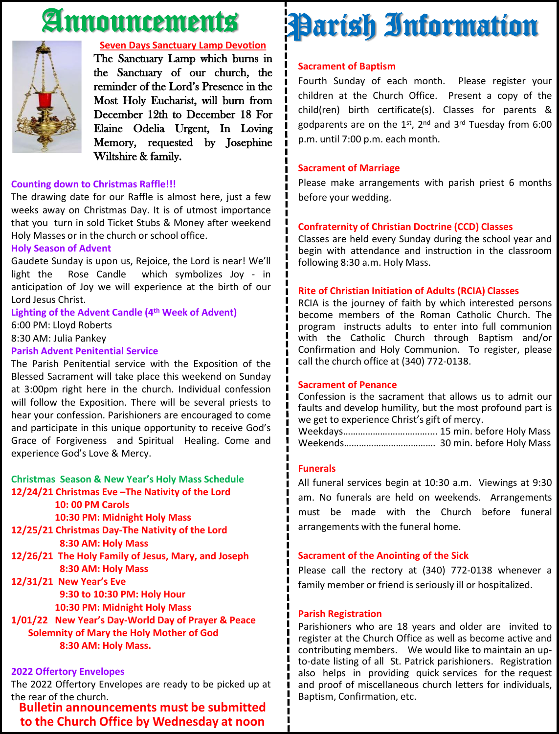# Announcements

### Seven Days Sanctuary Lamp Devotion

The Sanctuary Lamp which burns in the Sanctuary of our church, the reminder of the Lord's Presence in the Most Holy Eucharist, will burn from December 12th to December 18 For Elaine Odelia Urgent, In Loving Memory, requested by Josephine Wiltshire & family.

### Counting down to Christmas Raffle!!!

The drawing date for our Raffle is almost here, just a few weeks away on Christmas Day. It is of utmost importance that you turn in sold Ticket Stubs & Money after weekend Holy Masses or in the church or school office.

### Holy Season of Advent

Gaudete Sunday is upon us, Rejoice, the Lord is near! We'll light the Rose Candle which symbolizes Joy - in anticipation of Joy we will experience at the birth of our Lord Jesus Christ.

### Lighting of the Advent Candle (4th Week of Advent)

6:00 PM: Lloyd Roberts
8:30 AM: Julia Pankey

### Parish Advent Penitential Service

The Parish Penitential service with the Exposition of the Blessed Sacrament will take place this weekend on Sunday at 3:00pm right here in the church. Individual confession will follow the Exposition. There will be several priests to hear your confession. Parishioners are encouraged to come and participate in this unique opportunity to receive God's Grace of Forgiveness and Spiritual Healing. Come and experience God's Love & Mercy.

### Christmas Season & New Year's Holy Mass Schedule

**12/24/21 Christmas Eve –The Nativity of the Lord**
**10: 00 PM Carols**
**10:30 PM: Midnight Holy Mass**

**12/25/21 Christmas Day-The Nativity of the Lord**
**8:30 AM: Holy Mass**

**12/26/21 The Holy Family of Jesus, Mary, and Joseph**
**8:30 AM: Holy Mass**

**12/31/21 New Year's Eve**
**9:30 to 10:30 PM: Holy Hour**
**10:30 PM: Midnight Holy Mass**

**1/01/22 New Year's Day-World Day of Prayer & Peace**
**Solemnity of Mary the Holy Mother of God**
**8:30 AM: Holy Mass.**

### 2022 Offertory Envelopes

The 2022 Offertory Envelopes are ready to be picked up at the rear of the church.

**Bulletin announcements must be submitted to the Church Office by Wednesday at noon**

# Parish Information

### Sacrament of Baptism

Fourth Sunday of each month. Please register your children at the Church Office. Present a copy of the child(ren) birth certificate(s). Classes for parents & godparents are on the 1st, 2nd and 3rd Tuesday from 6:00 p.m. until 7:00 p.m. each month.

### Sacrament of Marriage

Please make arrangements with parish priest 6 months before your wedding.

### Confraternity of Christian Doctrine (CCD) Classes

Classes are held every Sunday during the school year and begin with attendance and instruction in the classroom following 8:30 a.m. Holy Mass.

### Rite of Christian Initiation of Adults (RCIA) Classes

RCIA is the journey of faith by which interested persons become members of the Roman Catholic Church. The program instructs adults to enter into full communion with the Catholic Church through Baptism and/or Confirmation and Holy Communion. To register, please call the church office at (340) 772-0138.

### Sacrament of Penance

Confession is the sacrament that allows us to admit our faults and develop humility, but the most profound part is we get to experience Christ's gift of mercy.

Weekdays.................................... 15 min. before Holy Mass
Weekends.................................... 30 min. before Holy Mass

### Funerals

All funeral services begin at 10:30 a.m. Viewings at 9:30 am. No funerals are held on weekends. Arrangements must be made with the Church before funeral arrangements with the funeral home.

### Sacrament of the Anointing of the Sick

Please call the rectory at (340) 772-0138 whenever a family member or friend is seriously ill or hospitalized.

### Parish Registration

Parishioners who are 18 years and older are invited to register at the Church Office as well as become active and contributing members. We would like to maintain an up-to-date listing of all St. Patrick parishioners. Registration also helps in providing quick services for the request and proof of miscellaneous church letters for individuals, Baptism, Confirmation, etc.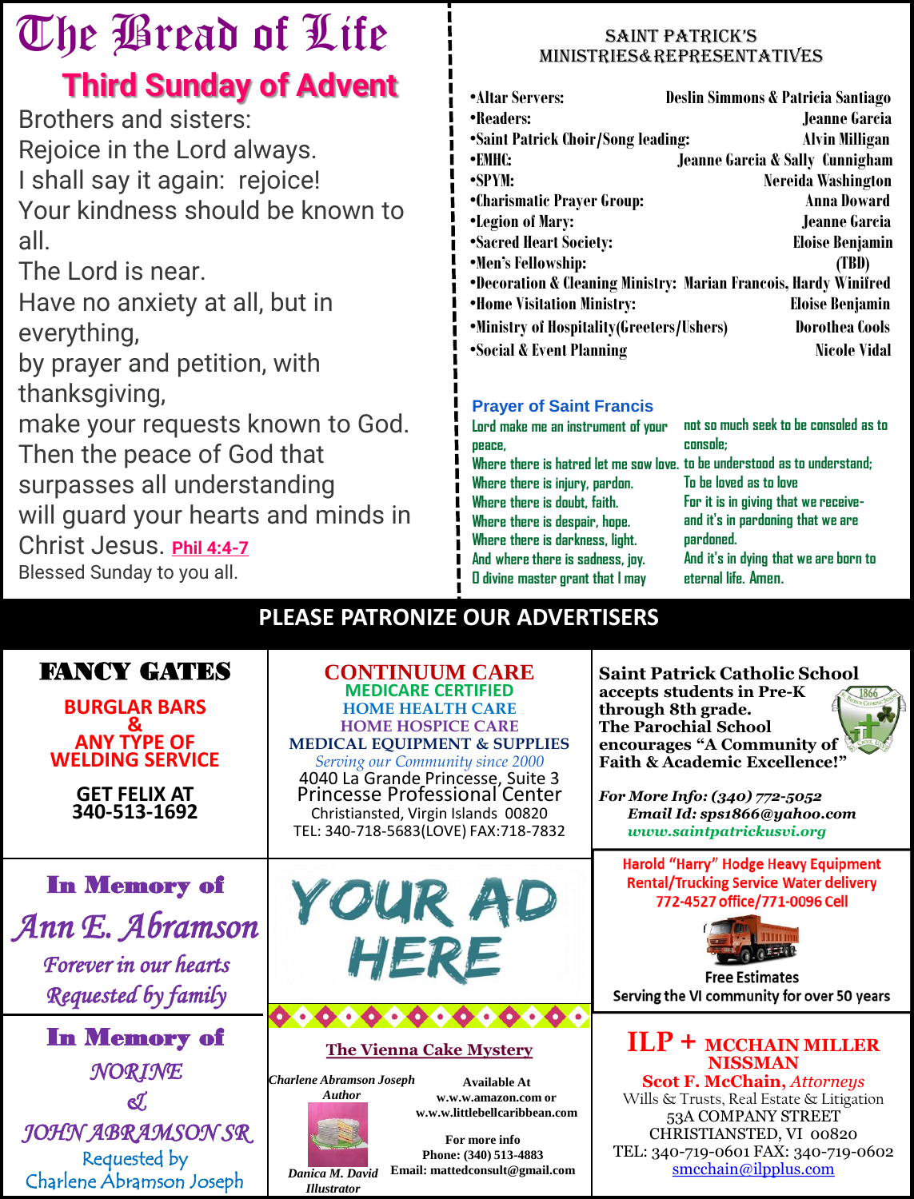# The Bread of Life

## Third Sunday of Advent

Brothers and sisters:
Rejoice in the Lord always.
I shall say it again: rejoice!
Your kindness should be known to all.
The Lord is near.
Have no anxiety at all, but in everything,
by prayer and petition, with thanksgiving,
make your requests known to God.
Then the peace of God that surpasses all understanding
will guard your hearts and minds in Christ Jesus. **Phil 4:4-7**

Blessed Sunday to you all.

## SAINT PATRICK'S MINISTRIES & REPRESENTATIVES

- **Altar Servers:** Deslin Simmons & Patricia Santiago
- **Readers:** Jeanne Garcia
- **Saint Patrick Choir/Song leading:** Alvin Milligan
- **EMHC:** Jeanne Garcia & Sally Cunnigham
- **SPYM:** Nereida Washington
- **Charismatic Prayer Group:** Anna Doward
- **Legion of Mary:** Jeanne Garcia
- **Sacred Heart Society:** Eloise Benjamin
- **Men's Fellowship:** (TBD)
- **Decoration & Cleaning Ministry:** Marian Francois, Hardy Winifred
- **Home Visitation Ministry:** Eloise Benjamin
- **Ministry of Hospitality(Greeters/Ushers)** Dorothea Cools
- **Social & Event Planning** Nicole Vidal

### Prayer of Saint Francis

Lord make me an instrument of your peace,
Where there is hatred let me sow love.
Where there is injury, pardon.
Where there is doubt, faith.
Where there is despair, hope.
Where there is darkness, light.
And where there is sadness, joy.
O divine master grant that I may
not so much seek to be consoled as to console;
to be understood as to understand;
To be loved as to love
For it is in giving that we receive-
and it's in pardoning that we are pardoned.
And it's in dying that we are born to eternal life. Amen.

## PLEASE PATRONIZE OUR ADVERTISERS

**FANCY GATES**
BURGLAR BARS & ANY TYPE OF WELDING SERVICE
GET FELIX AT 340-513-1692

**CONTINUUM CARE**
MEDICARE CERTIFIED
HOME HEALTH CARE
HOME HOSPICE CARE
MEDICAL EQUIPMENT & SUPPLIES
*Serving our Community since 2000*
4040 La Grande Princesse, Suite 3
Princesse Professional Center
Christiansted, Virgin Islands 00820
TEL: 340-718-5683(LOVE) FAX:718-7832

**Saint Patrick Catholic School**
accepts students in Pre-K through 8th grade.
The Parochial School encourages "A Community of Faith & Academic Excellence!"
*For More Info: (340) 772-5052*
*Email Id: sps1866@yahoo.com*
*www.saintpatrickusvi.org*

**In Memory of**
*Ann E. Abramson*
*Forever in our hearts*
*Requested by family*

YOUR AD HERE

Harold "Harry" Hodge Heavy Equipment Rental/Trucking Service Water delivery
772-4527 office/771-0096 Cell
Free Estimates
Serving the VI community for over 50 years

**In Memory of**
*NORINE & JOHN ABRAMSON SR*
Requested by Charlene Abramson Joseph

**The Vienna Cake Mystery**
*Charlene Abramson Joseph* Author
*Danica M. David* Illustrator
Available At w.w.w.amazon.com or w.w.w.littlebellcaribbean.com
For more info
Phone: (340) 513-4883
Email: mattedconsult@gmail.com

**ILP + MCCHAIN MILLER NISSMAN**
**Scot F. McChain,** *Attorneys*
Wills & Trusts, Real Estate & Litigation
53A COMPANY STREET
CHRISTIANSTED, VI 00820
TEL: 340-719-0601 FAX: 340-719-0602
smcchain@ilpplus.com